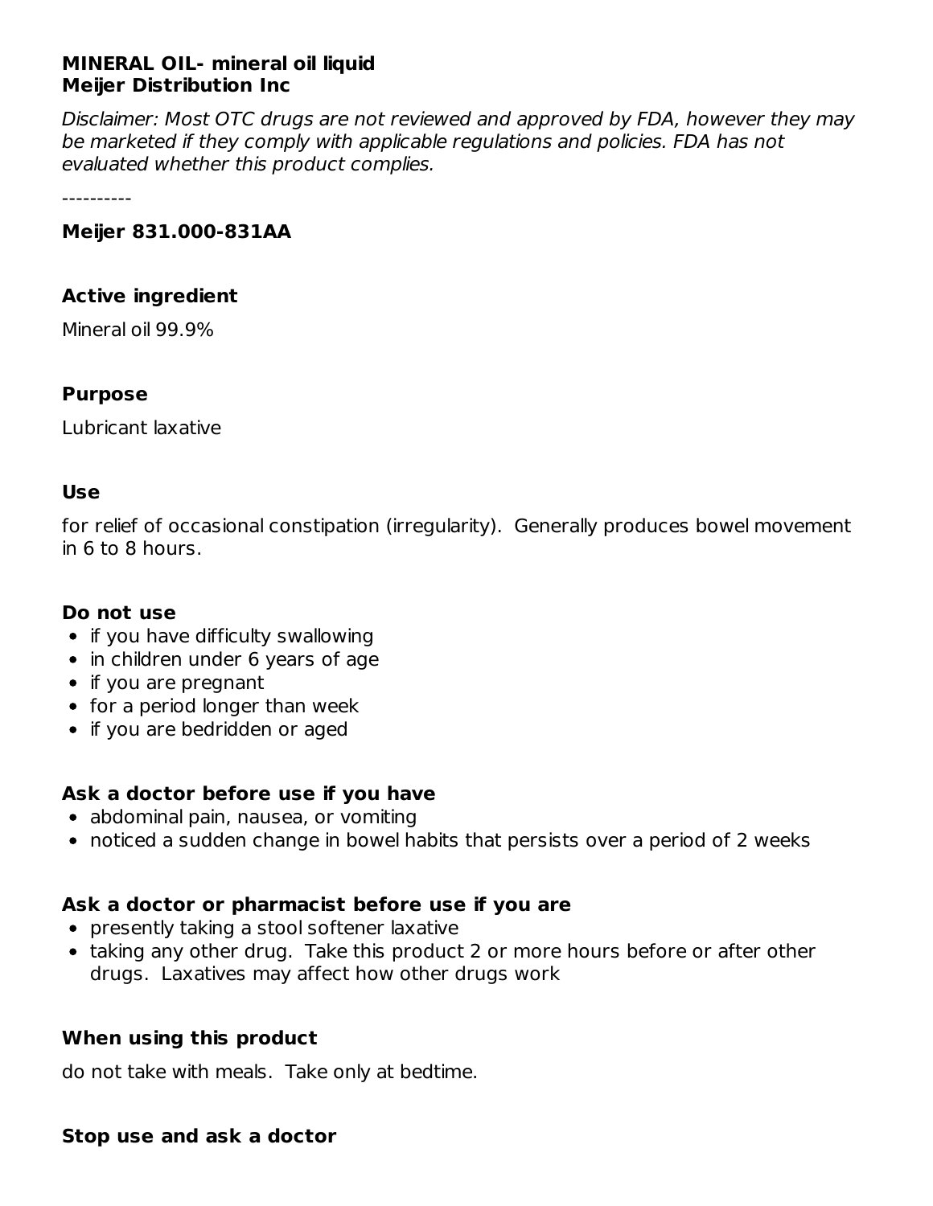**MINERAL OIL- mineral oil liquid**
**Meijer Distribution Inc**

*Disclaimer: Most OTC drugs are not reviewed and approved by FDA, however they may be marketed if they comply with applicable regulations and policies. FDA has not evaluated whether this product complies.*

----------

**Meijer 831.000-831AA**

### Active ingredient

Mineral oil 99.9%

### Purpose

Lubricant laxative

### Use

for relief of occasional constipation (irregularity). Generally produces bowel movement in 6 to 8 hours.

### Do not use

- if you have difficulty swallowing
- in children under 6 years of age
- if you are pregnant
- for a period longer than week
- if you are bedridden or aged

### Ask a doctor before use if you have

- abdominal pain, nausea, or vomiting
- noticed a sudden change in bowel habits that persists over a period of 2 weeks

### Ask a doctor or pharmacist before use if you are

- presently taking a stool softener laxative
- taking any other drug. Take this product 2 or more hours before or after other drugs. Laxatives may affect how other drugs work

### When using this product

do not take with meals. Take only at bedtime.

### Stop use and ask a doctor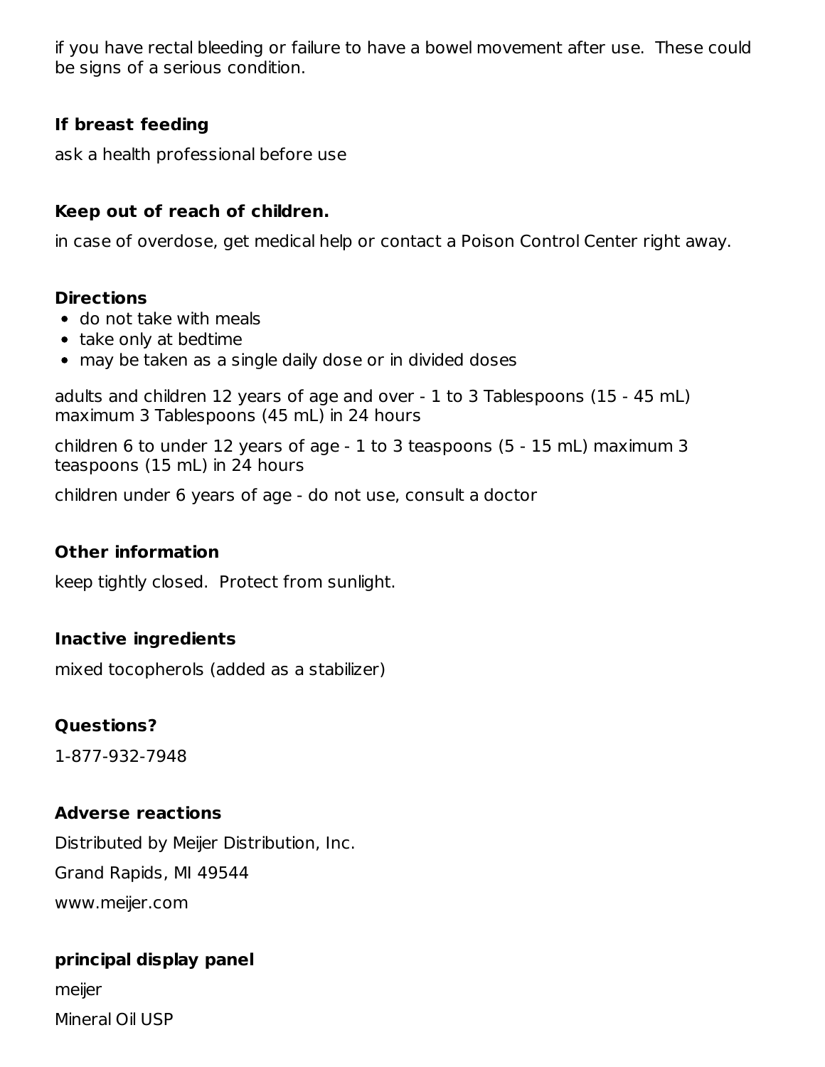if you have rectal bleeding or failure to have a bowel movement after use. These could be signs of a serious condition.

### If breast feeding

ask a health professional before use

### Keep out of reach of children.

in case of overdose, get medical help or contact a Poison Control Center right away.

### Directions

- do not take with meals
- take only at bedtime
- may be taken as a single daily dose or in divided doses

adults and children 12 years of age and over - 1 to 3 Tablespoons (15 - 45 mL) maximum 3 Tablespoons (45 mL) in 24 hours

children 6 to under 12 years of age - 1 to 3 teaspoons (5 - 15 mL) maximum 3 teaspoons (15 mL) in 24 hours

children under 6 years of age - do not use, consult a doctor

### Other information

keep tightly closed. Protect from sunlight.

### Inactive ingredients

mixed tocopherols (added as a stabilizer)

### Questions?

1-877-932-7948

### Adverse reactions

Distributed by Meijer Distribution, Inc.

Grand Rapids, MI 49544

www.meijer.com

### principal display panel

meijer

Mineral Oil USP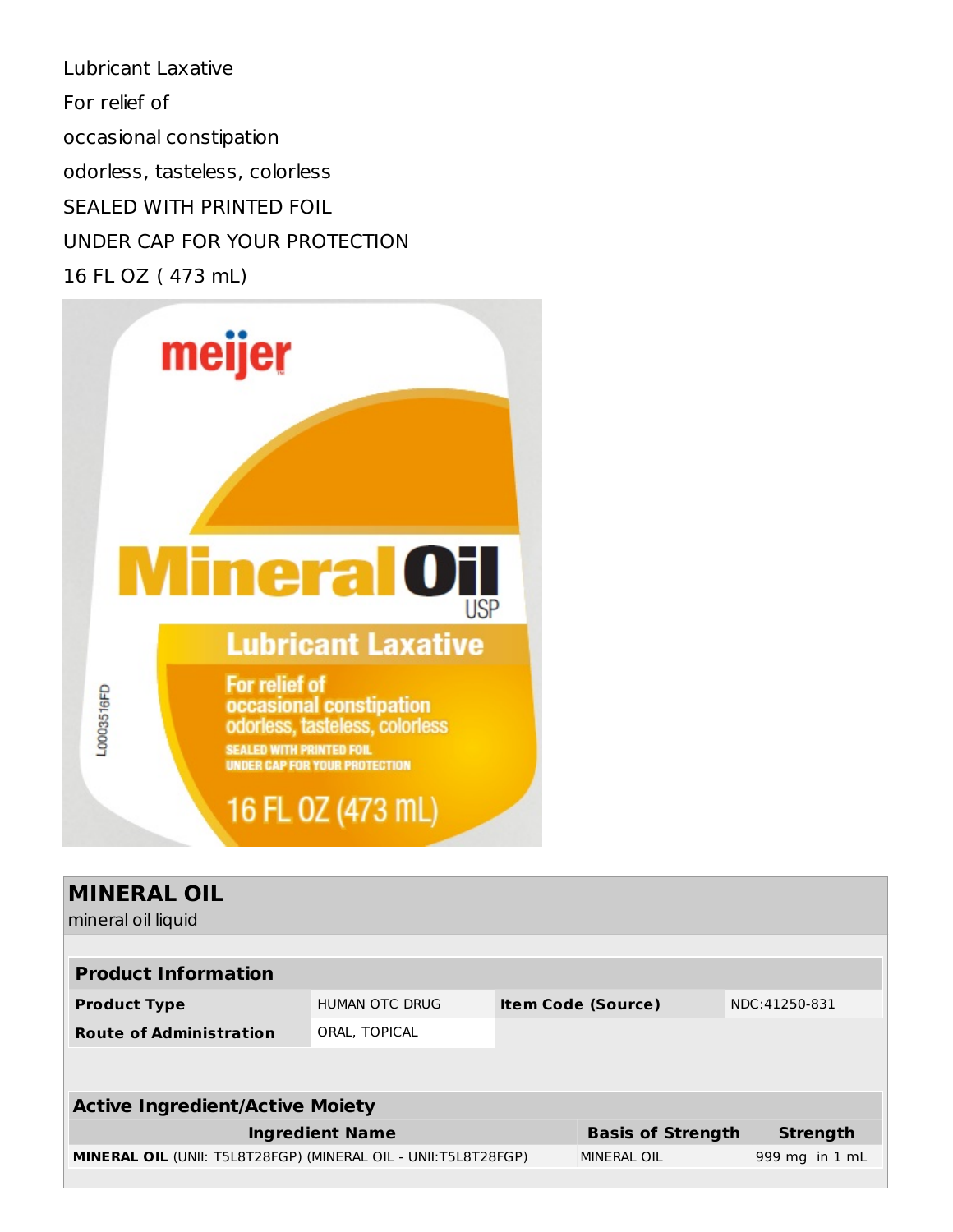Lubricant Laxative

For relief of

occasional constipation

odorless, tasteless, colorless

SEALED WITH PRINTED FOIL

UNDER CAP FOR YOUR PROTECTION

16 FL OZ ( 473 mL)

## MINERAL OIL

mineral oil liquid

| Product Information | | | |
|---|---|---|---|
| **Product Type** | HUMAN OTC DRUG | **Item Code (Source)** | NDC:41250-831 |
| **Route of Administration** | ORAL, TOPICAL | | |

| Active Ingredient/Active Moiety | | |
|---|---|---|
| **Ingredient Name** | **Basis of Strength** | **Strength** |
| **MINERAL OIL** (UNII: T5L8T28FGP) (MINERAL OIL - UNII:T5L8T28FGP) | MINERAL OIL | 999 mg in 1 mL |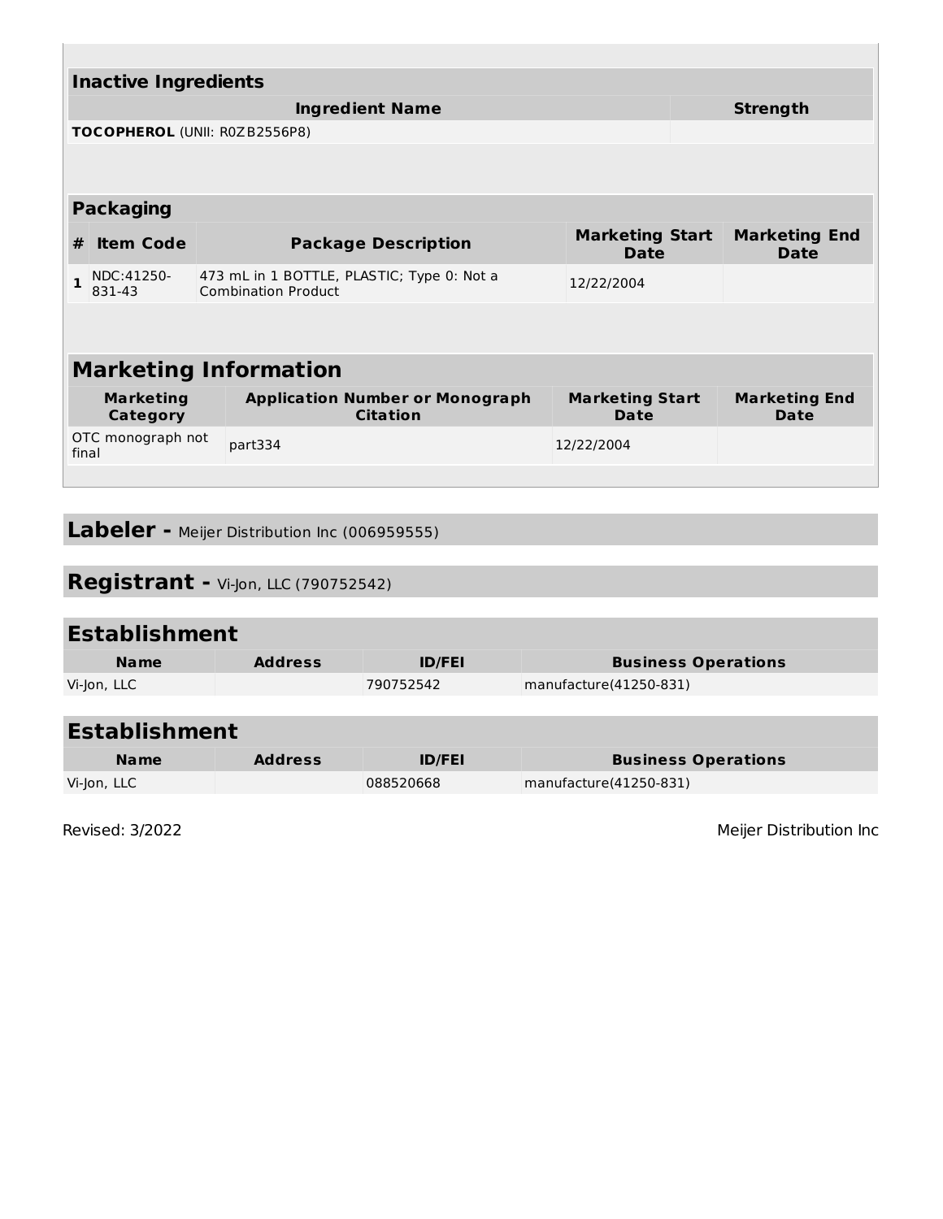## Inactive Ingredients

| Ingredient Name | Strength |
| --- | --- |
| **TOCOPHEROL** (UNII: R0ZB2556P8) | |

## Packaging

| # | Item Code | Package Description | Marketing Start Date | Marketing End Date |
| --- | --- | --- | --- | --- |
| 1 | NDC:41250-831-43 | 473 mL in 1 BOTTLE, PLASTIC; Type 0: Not a Combination Product | 12/22/2004 | |

## Marketing Information

| Marketing Category | Application Number or Monograph Citation | Marketing Start Date | Marketing End Date |
| --- | --- | --- | --- |
| OTC monograph not final | part334 | 12/22/2004 | |

## Labeler - Meijer Distribution Inc (006959555)

## Registrant - Vi-Jon, LLC (790752542)

## Establishment

| Name | Address | ID/FEI | Business Operations |
| --- | --- | --- | --- |
| Vi-Jon, LLC | | 790752542 | manufacture(41250-831) |

## Establishment

| Name | Address | ID/FEI | Business Operations |
| --- | --- | --- | --- |
| Vi-Jon, LLC | | 088520668 | manufacture(41250-831) |

Revised: 3/2022

Meijer Distribution Inc